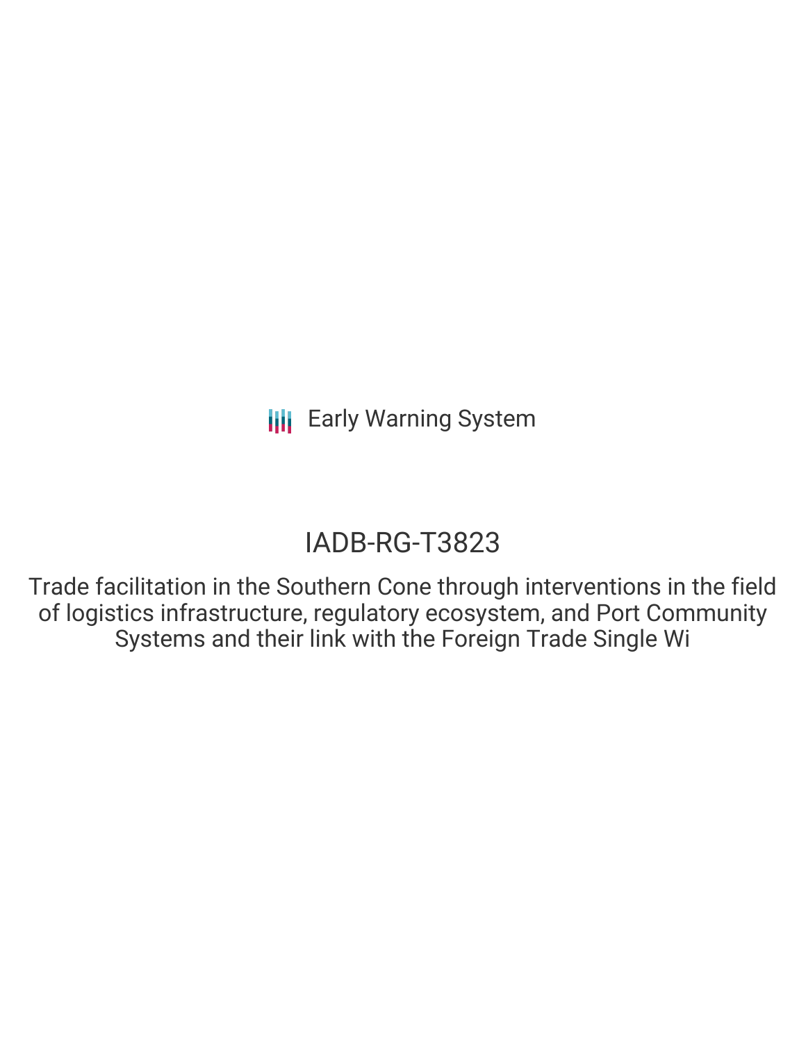Early Warning System

# IADB-RG-T3823

Trade facilitation in the Southern Cone through interventions in the field of logistics infrastructure, regulatory ecosystem, and Port Community Systems and their link with the Foreign Trade Single Wi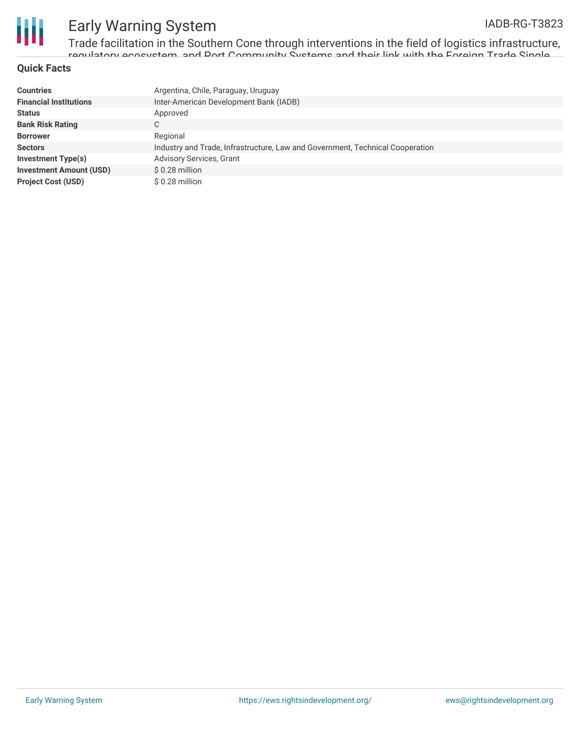## Quick Facts

| | |
|---|---|
| **Countries** | Argentina, Chile, Paraguay, Uruguay |
| **Financial Institutions** | Inter-American Development Bank (IADB) |
| **Status** | Approved |
| **Bank Risk Rating** | C |
| **Borrower** | Regional |
| **Sectors** | Industry and Trade, Infrastructure, Law and Government, Technical Cooperation |
| **Investment Type(s)** | Advisory Services, Grant |
| **Investment Amount (USD)** | $ 0.28 million |
| **Project Cost (USD)** | $ 0.28 million |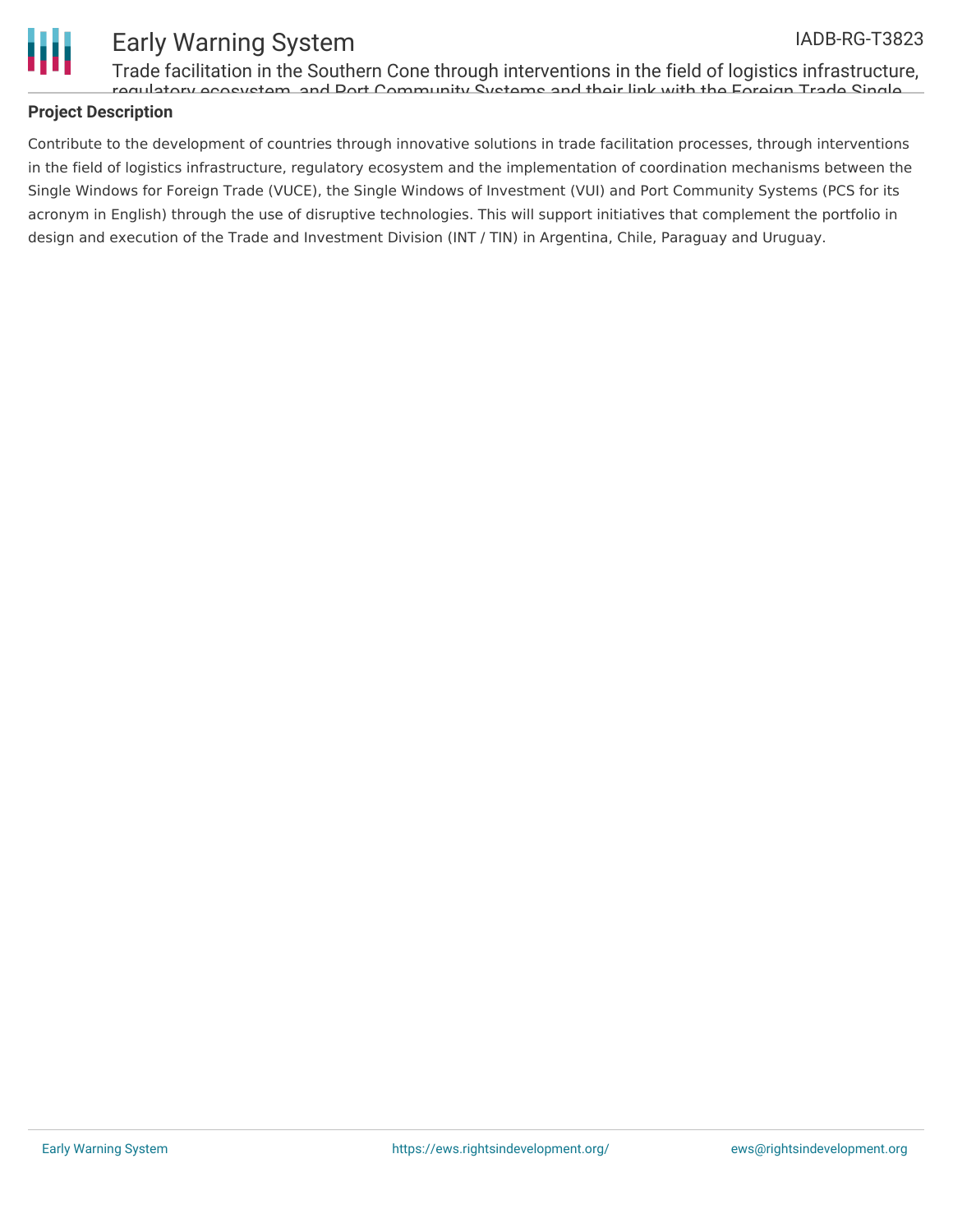## Project Description

Contribute to the development of countries through innovative solutions in trade facilitation processes, through interventions in the field of logistics infrastructure, regulatory ecosystem and the implementation of coordination mechanisms between the Single Windows for Foreign Trade (VUCE), the Single Windows of Investment (VUI) and Port Community Systems (PCS for its acronym in English) through the use of disruptive technologies. This will support initiatives that complement the portfolio in design and execution of the Trade and Investment Division (INT / TIN) in Argentina, Chile, Paraguay and Uruguay.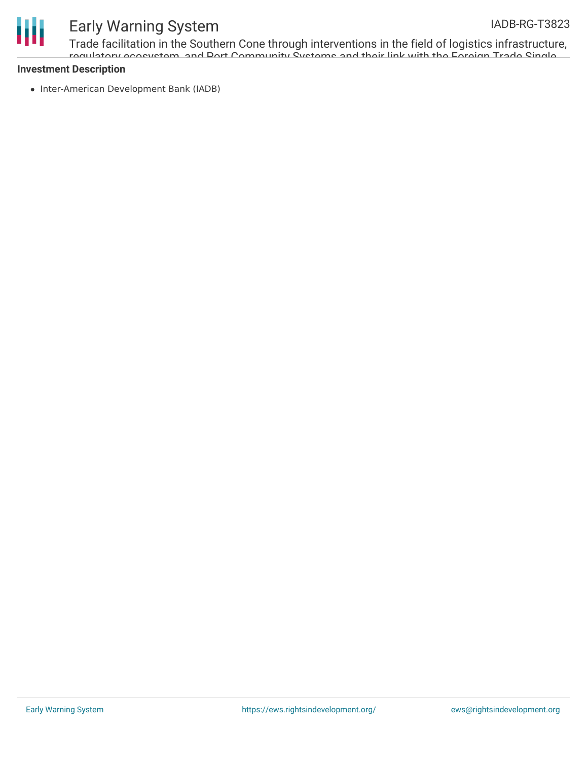## Investment Description

- Inter-American Development Bank (IADB)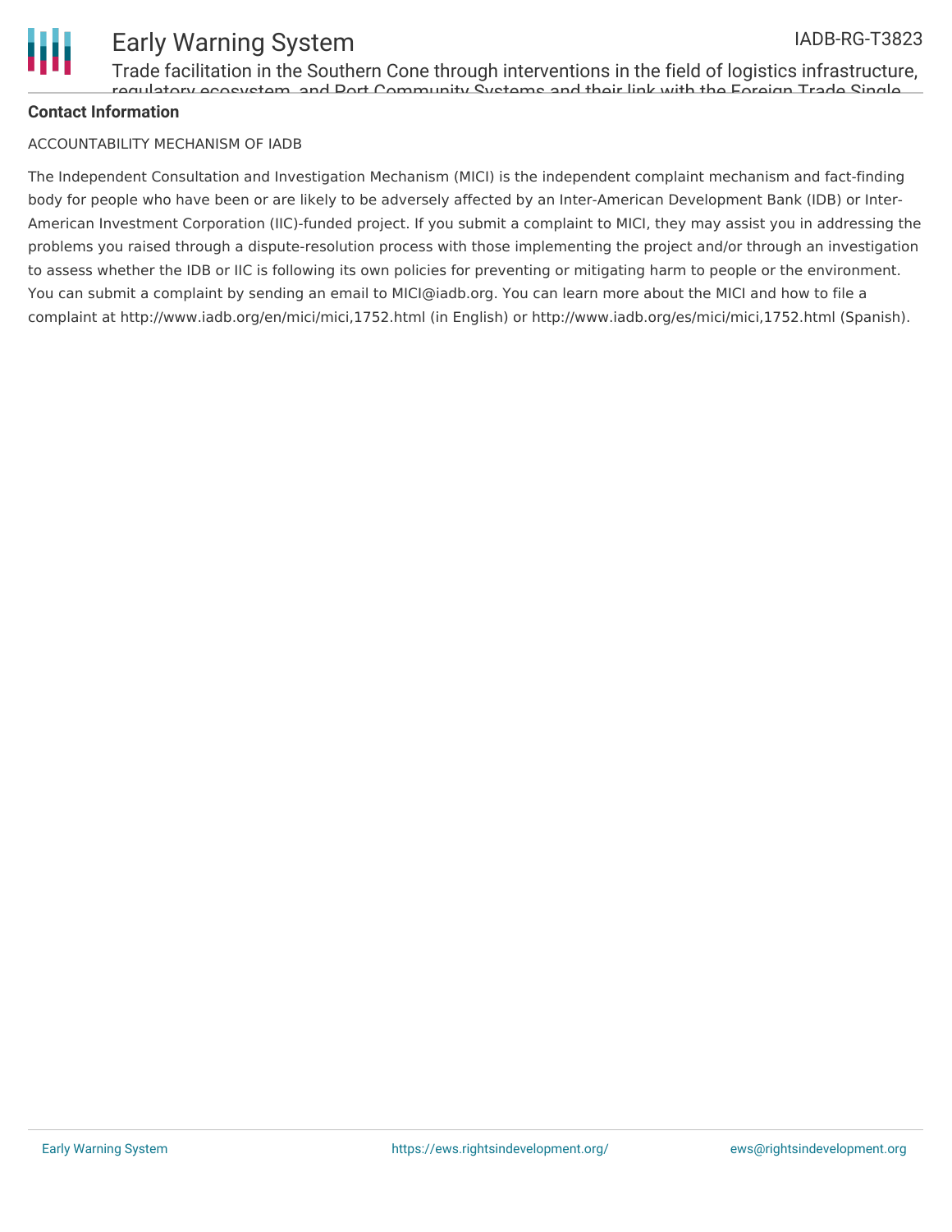**Contact Information**

ACCOUNTABILITY MECHANISM OF IADB

The Independent Consultation and Investigation Mechanism (MICI) is the independent complaint mechanism and fact-finding body for people who have been or are likely to be adversely affected by an Inter-American Development Bank (IDB) or Inter-American Investment Corporation (IIC)-funded project. If you submit a complaint to MICI, they may assist you in addressing the problems you raised through a dispute-resolution process with those implementing the project and/or through an investigation to assess whether the IDB or IIC is following its own policies for preventing or mitigating harm to people or the environment. You can submit a complaint by sending an email to MICI@iadb.org. You can learn more about the MICI and how to file a complaint at http://www.iadb.org/en/mici/mici,1752.html (in English) or http://www.iadb.org/es/mici/mici,1752.html (Spanish).